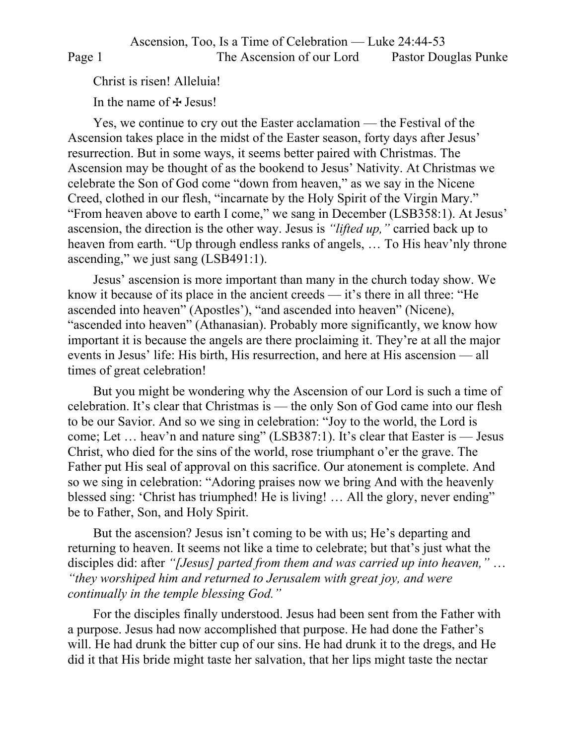Christ is risen! Alleluia!

In the name of ✠ Jesus!

Yes, we continue to cry out the Easter acclamation — the Festival of the Ascension takes place in the midst of the Easter season, forty days after Jesus' resurrection. But in some ways, it seems better paired with Christmas. The Ascension may be thought of as the bookend to Jesus' Nativity. At Christmas we celebrate the Son of God come "down from heaven," as we say in the Nicene Creed, clothed in our flesh, "incarnate by the Holy Spirit of the Virgin Mary." "From heaven above to earth I come," we sang in December (LSB358:1). At Jesus' ascension, the direction is the other way. Jesus is *"lifted up,"* carried back up to heaven from earth. "Up through endless ranks of angels, … To His heav'nly throne ascending," we just sang (LSB491:1).

Jesus' ascension is more important than many in the church today show. We know it because of its place in the ancient creeds — it's there in all three: "He ascended into heaven" (Apostles'), "and ascended into heaven" (Nicene), "ascended into heaven" (Athanasian). Probably more significantly, we know how important it is because the angels are there proclaiming it. They're at all the major events in Jesus' life: His birth, His resurrection, and here at His ascension — all times of great celebration!

But you might be wondering why the Ascension of our Lord is such a time of celebration. It's clear that Christmas is — the only Son of God came into our flesh to be our Savior. And so we sing in celebration: "Joy to the world, the Lord is come; Let … heav'n and nature sing" (LSB387:1). It's clear that Easter is — Jesus Christ, who died for the sins of the world, rose triumphant o'er the grave. The Father put His seal of approval on this sacrifice. Our atonement is complete. And so we sing in celebration: "Adoring praises now we bring And with the heavenly blessed sing: 'Christ has triumphed! He is living! … All the glory, never ending" be to Father, Son, and Holy Spirit.

But the ascension? Jesus isn't coming to be with us; He's departing and returning to heaven. It seems not like a time to celebrate; but that's just what the disciples did: after *"[Jesus] parted from them and was carried up into heaven,"* … *"they worshiped him and returned to Jerusalem with great joy, and were continually in the temple blessing God."*

For the disciples finally understood. Jesus had been sent from the Father with a purpose. Jesus had now accomplished that purpose. He had done the Father's will. He had drunk the bitter cup of our sins. He had drunk it to the dregs, and He did it that His bride might taste her salvation, that her lips might taste the nectar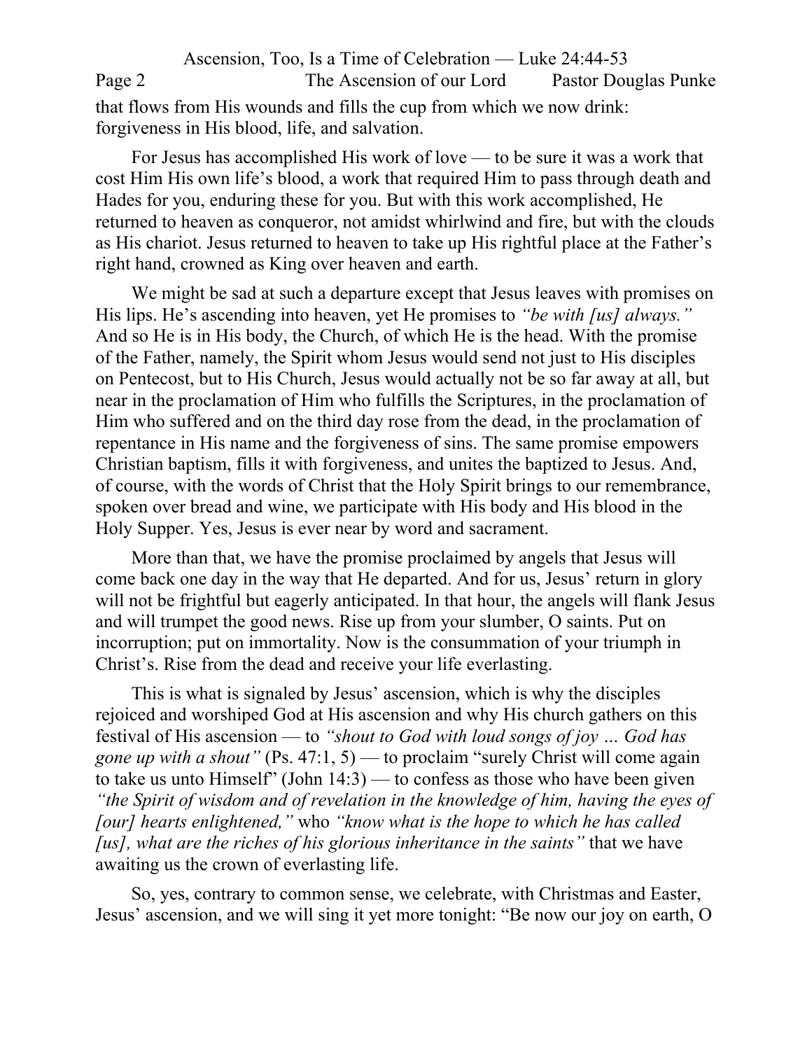that flows from His wounds and fills the cup from which we now drink: forgiveness in His blood, life, and salvation.

For Jesus has accomplished His work of love — to be sure it was a work that cost Him His own life's blood, a work that required Him to pass through death and Hades for you, enduring these for you. But with this work accomplished, He returned to heaven as conqueror, not amidst whirlwind and fire, but with the clouds as His chariot. Jesus returned to heaven to take up His rightful place at the Father's right hand, crowned as King over heaven and earth.

We might be sad at such a departure except that Jesus leaves with promises on His lips. He's ascending into heaven, yet He promises to *"be with [us] always."* And so He is in His body, the Church, of which He is the head. With the promise of the Father, namely, the Spirit whom Jesus would send not just to His disciples on Pentecost, but to His Church, Jesus would actually not be so far away at all, but near in the proclamation of Him who fulfills the Scriptures, in the proclamation of Him who suffered and on the third day rose from the dead, in the proclamation of repentance in His name and the forgiveness of sins. The same promise empowers Christian baptism, fills it with forgiveness, and unites the baptized to Jesus. And, of course, with the words of Christ that the Holy Spirit brings to our remembrance, spoken over bread and wine, we participate with His body and His blood in the Holy Supper. Yes, Jesus is ever near by word and sacrament.

More than that, we have the promise proclaimed by angels that Jesus will come back one day in the way that He departed. And for us, Jesus' return in glory will not be frightful but eagerly anticipated. In that hour, the angels will flank Jesus and will trumpet the good news. Rise up from your slumber, O saints. Put on incorruption; put on immortality. Now is the consummation of your triumph in Christ's. Rise from the dead and receive your life everlasting.

This is what is signaled by Jesus' ascension, which is why the disciples rejoiced and worshiped God at His ascension and why His church gathers on this festival of His ascension — to *"shout to God with loud songs of joy … God has gone up with a shout"* (Ps. 47:1, 5) — to proclaim "surely Christ will come again to take us unto Himself" (John 14:3) — to confess as those who have been given *"the Spirit of wisdom and of revelation in the knowledge of him, having the eyes of [our] hearts enlightened,"* who *"know what is the hope to which he has called [us], what are the riches of his glorious inheritance in the saints"* that we have awaiting us the crown of everlasting life.

So, yes, contrary to common sense, we celebrate, with Christmas and Easter, Jesus' ascension, and we will sing it yet more tonight: "Be now our joy on earth, O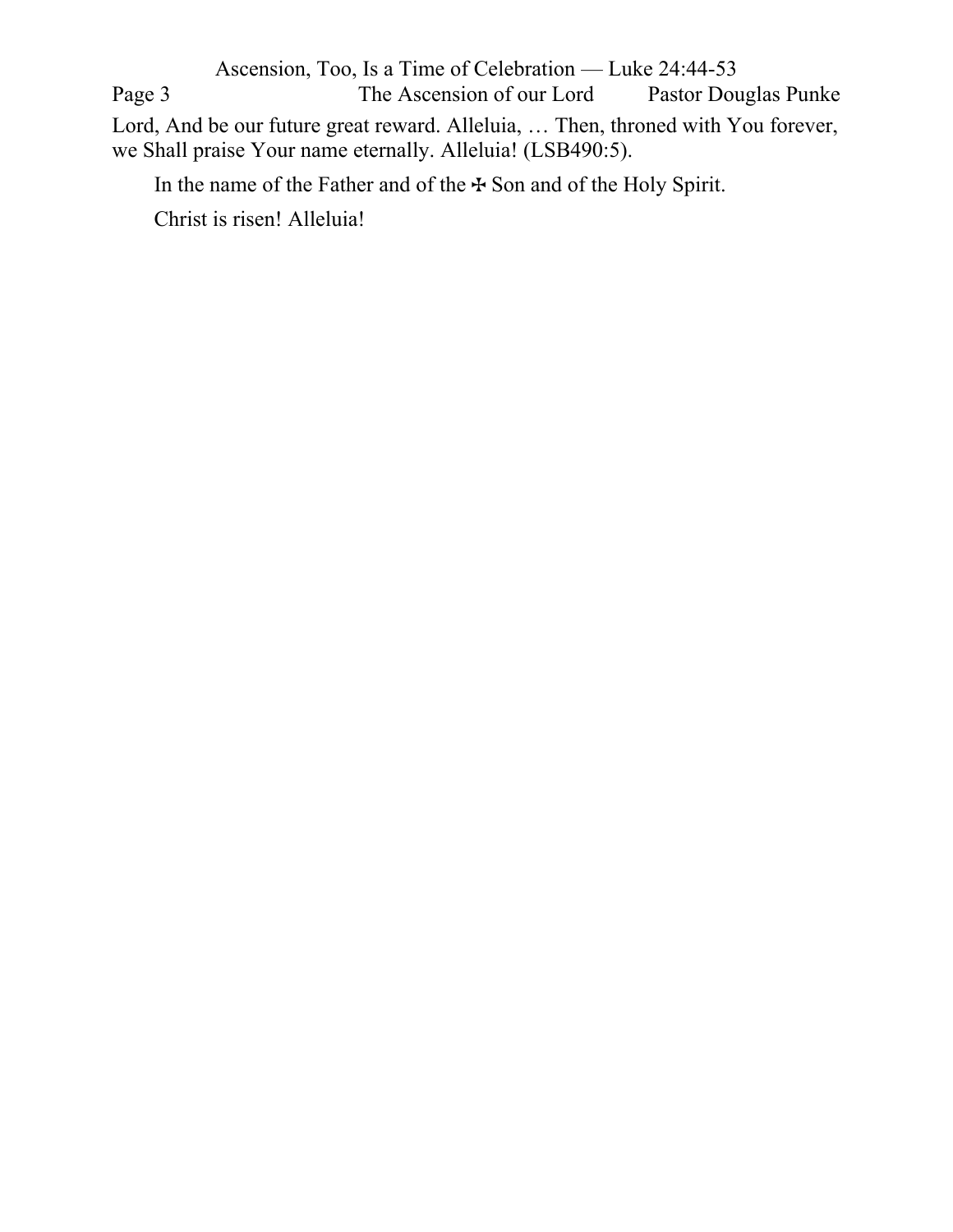Lord, And be our future great reward. Alleluia, … Then, throned with You forever, we Shall praise Your name eternally. Alleluia! (LSB490:5).

In the name of the Father and of the ✠ Son and of the Holy Spirit.

Christ is risen! Alleluia!